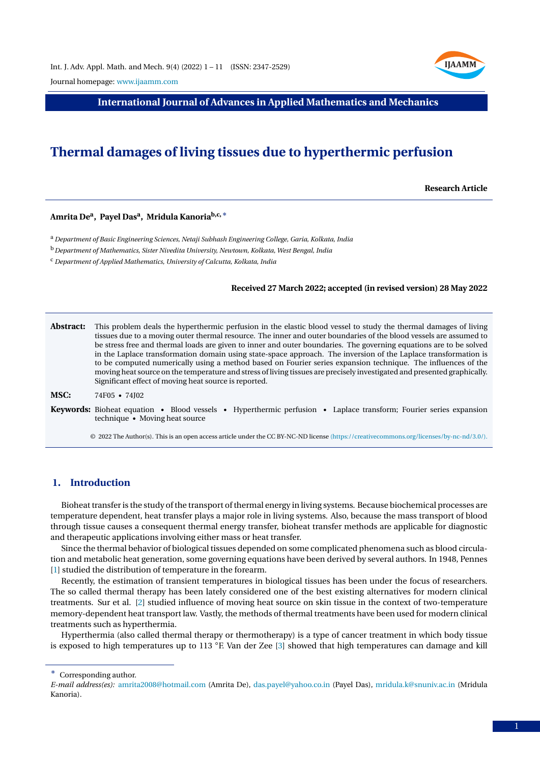**International Journal of Advances in Applied Mathematics and Mechanics**

# Thermal damages of living tissues due to hyperthermic perfusion

**Research Article**

**Amrita De[a], Payel Das[a], Mridula Kanoria[b,c,*]**

[a] *Department of Basic Engineering Sciences, Netaji Subhash Engineering College, Garia, Kolkata, India*

[b] *Department of Mathematics, Sister Nivedita University, Newtown, Kolkata, West Bengal, India*

[c] *Department of Applied Mathematics, University of Calcutta, Kolkata, India*

**Received 27 March 2022; accepted (in revised version) 28 May 2022**

**Abstract:** This problem deals the hyperthermic perfusion in the elastic blood vessel to study the thermal damages of living tissues due to a moving outer thermal resource. The inner and outer boundaries of the blood vessels are assumed to be stress free and thermal loads are given to inner and outer boundaries. The governing equations are to be solved in the Laplace transformation domain using state-space approach. The inversion of the Laplace transformation is to be computed numerically using a method based on Fourier series expansion technique. The influences of the moving heat source on the temperature and stress of living tissues are precisely investigated and presented graphically. Significant effect of moving heat source is reported.

**MSC:** 74F05 • 74J02

**Keywords:** Bioheat equation • Blood vessels • Hyperthermic perfusion • Laplace transform; Fourier series expansion technique • Moving heat source

© 2022 The Author(s). This is an open access article under the CC BY-NC-ND license (https://creativecommons.org/licenses/by-nc-nd/3.0/).

## 1. Introduction

Bioheat transfer is the study of the transport of thermal energy in living systems. Because biochemical processes are temperature dependent, heat transfer plays a major role in living systems. Also, because the mass transport of blood through tissue causes a consequent thermal energy transfer, bioheat transfer methods are applicable for diagnostic and therapeutic applications involving either mass or heat transfer.

Since the thermal behavior of biological tissues depended on some complicated phenomena such as blood circulation and metabolic heat generation, some governing equations have been derived by several authors. In 1948, Pennes [1] studied the distribution of temperature in the forearm.

Recently, the estimation of transient temperatures in biological tissues has been under the focus of researchers. The so called thermal therapy has been lately considered one of the best existing alternatives for modern clinical treatments. Sur et al. [2] studied influence of moving heat source on skin tissue in the context of two-temperature memory-dependent heat transport law. Vastly, the methods of thermal treatments have been used for modern clinical treatments such as hyperthermia.

Hyperthermia (also called thermal therapy or thermotherapy) is a type of cancer treatment in which body tissue is exposed to high temperatures up to 113 °F. Van der Zee [3] showed that high temperatures can damage and kill

---

\* Corresponding author.

*E-mail address(es):* amrita2008@hotmail.com (Amrita De), das.payel@yahoo.co.in (Payel Das), mridula.k@snuniv.ac.in (Mridula Kanoria).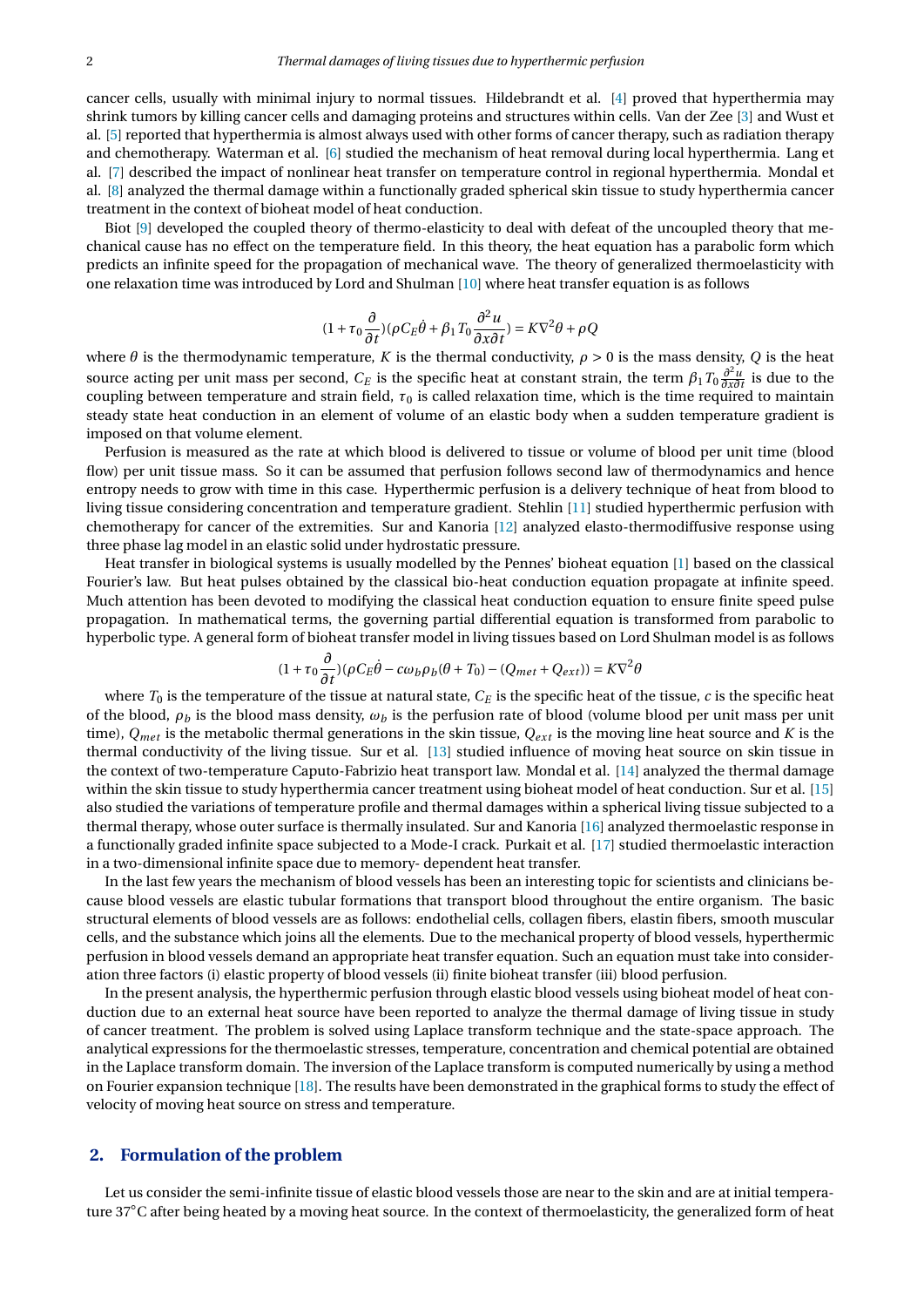cancer cells, usually with minimal injury to normal tissues. Hildebrandt et al. [4] proved that hyperthermia may shrink tumors by killing cancer cells and damaging proteins and structures within cells. Van der Zee [3] and Wust et al. [5] reported that hyperthermia is almost always used with other forms of cancer therapy, such as radiation therapy and chemotherapy. Waterman et al. [6] studied the mechanism of heat removal during local hyperthermia. Lang et al. [7] described the impact of nonlinear heat transfer on temperature control in regional hyperthermia. Mondal et al. [8] analyzed the thermal damage within a functionally graded spherical skin tissue to study hyperthermia cancer treatment in the context of bioheat model of heat conduction.

Biot [9] developed the coupled theory of thermo-elasticity to deal with defeat of the uncoupled theory that mechanical cause has no effect on the temperature field. In this theory, the heat equation has a parabolic form which predicts an infinite speed for the propagation of mechanical wave. The theory of generalized thermoelasticity with one relaxation time was introduced by Lord and Shulman [10] where heat transfer equation is as follows

$$(1+\tau_0\frac{\partial}{\partial t})(\rho C_E\dot{\theta}+\beta_1 T_0\frac{\partial^2 u}{\partial x\partial t}) = K\nabla^2\theta+\rho Q$$

where $\theta$ is the thermodynamic temperature, $K$ is the thermal conductivity, $\rho > 0$ is the mass density, $Q$ is the heat source acting per unit mass per second, $C_E$ is the specific heat at constant strain, the term $\beta_1 T_0 \frac{\partial^2 u}{\partial x\partial t}$ is due to the coupling between temperature and strain field, $\tau_0$ is called relaxation time, which is the time required to maintain steady state heat conduction in an element of volume of an elastic body when a sudden temperature gradient is imposed on that volume element.

Perfusion is measured as the rate at which blood is delivered to tissue or volume of blood per unit time (blood flow) per unit tissue mass. So it can be assumed that perfusion follows second law of thermodynamics and hence entropy needs to grow with time in this case. Hyperthermic perfusion is a delivery technique of heat from blood to living tissue considering concentration and temperature gradient. Stehlin [11] studied hyperthermic perfusion with chemotherapy for cancer of the extremities. Sur and Kanoria [12] analyzed elasto-thermodiffusive response using three phase lag model in an elastic solid under hydrostatic pressure.

Heat transfer in biological systems is usually modelled by the Pennes' bioheat equation [1] based on the classical Fourier's law. But heat pulses obtained by the classical bio-heat conduction equation propagate at infinite speed. Much attention has been devoted to modifying the classical heat conduction equation to ensure finite speed pulse propagation. In mathematical terms, the governing partial differential equation is transformed from parabolic to hyperbolic type. A general form of bioheat transfer model in living tissues based on Lord Shulman model is as follows

$$(1+\tau_0\frac{\partial}{\partial t})(\rho C_E\dot{\theta} - c\omega_b\rho_b(\theta+T_0) - (Q_{met}+Q_{ext})) = K\nabla^2\theta$$

where $T_0$ is the temperature of the tissue at natural state, $C_E$ is the specific heat of the tissue, $c$ is the specific heat of the blood, $\rho_b$ is the blood mass density, $\omega_b$ is the perfusion rate of blood (volume blood per unit mass per unit time), $Q_{met}$ is the metabolic thermal generations in the skin tissue, $Q_{ext}$ is the moving line heat source and $K$ is the thermal conductivity of the living tissue. Sur et al. [13] studied influence of moving heat source on skin tissue in the context of two-temperature Caputo-Fabrizio heat transport law. Mondal et al. [14] analyzed the thermal damage within the skin tissue to study hyperthermia cancer treatment using bioheat model of heat conduction. Sur et al. [15] also studied the variations of temperature profile and thermal damages within a spherical living tissue subjected to a thermal therapy, whose outer surface is thermally insulated. Sur and Kanoria [16] analyzed thermoelastic response in a functionally graded infinite space subjected to a Mode-I crack. Purkait et al. [17] studied thermoelastic interaction in a two-dimensional infinite space due to memory- dependent heat transfer.

In the last few years the mechanism of blood vessels has been an interesting topic for scientists and clinicians because blood vessels are elastic tubular formations that transport blood throughout the entire organism. The basic structural elements of blood vessels are as follows: endothelial cells, collagen fibers, elastin fibers, smooth muscular cells, and the substance which joins all the elements. Due to the mechanical property of blood vessels, hyperthermic perfusion in blood vessels demand an appropriate heat transfer equation. Such an equation must take into consideration three factors (i) elastic property of blood vessels (ii) finite bioheat transfer (iii) blood perfusion.

In the present analysis, the hyperthermic perfusion through elastic blood vessels using bioheat model of heat conduction due to an external heat source have been reported to analyze the thermal damage of living tissue in study of cancer treatment. The problem is solved using Laplace transform technique and the state-space approach. The analytical expressions for the thermoelastic stresses, temperature, concentration and chemical potential are obtained in the Laplace transform domain. The inversion of the Laplace transform is computed numerically by using a method on Fourier expansion technique [18]. The results have been demonstrated in the graphical forms to study the effect of velocity of moving heat source on stress and temperature.

## 2. Formulation of the problem

Let us consider the semi-infinite tissue of elastic blood vessels those are near to the skin and are at initial temperature 37°C after being heated by a moving heat source. In the context of thermoelasticity, the generalized form of heat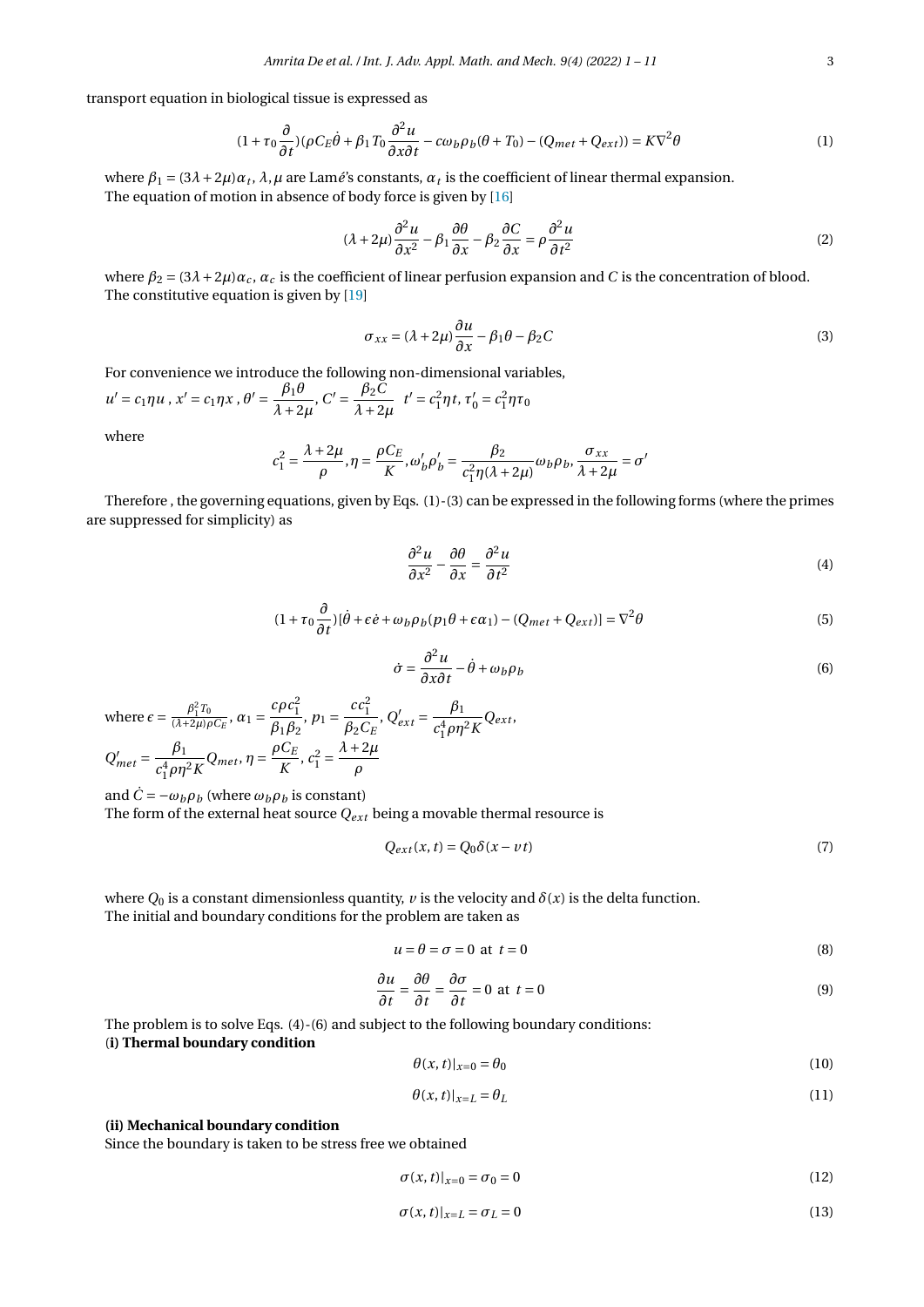transport equation in biological tissue is expressed as

$$(1+\tau_0\frac{\partial}{\partial t})(\rho C_E\dot{\theta}+\beta_1 T_0\frac{\partial^2 u}{\partial x\partial t}-c\omega_b\rho_b(\theta+T_0)-(Q_{met}+Q_{ext}))=K\nabla^2\theta \tag{1}$$

where $\beta_1=(3\lambda+2\mu)\alpha_t$, $\lambda,\mu$ are Lamé's constants, $\alpha_t$ is the coefficient of linear thermal expansion.
The equation of motion in absence of body force is given by [16]

$$(\lambda+2\mu)\frac{\partial^2 u}{\partial x^2}-\beta_1\frac{\partial\theta}{\partial x}-\beta_2\frac{\partial C}{\partial x}=\rho\frac{\partial^2 u}{\partial t^2} \tag{2}$$

where $\beta_2=(3\lambda+2\mu)\alpha_c$, $\alpha_c$ is the coefficient of linear perfusion expansion and $C$ is the concentration of blood.
The constitutive equation is given by [19]

$$\sigma_{xx}=(\lambda+2\mu)\frac{\partial u}{\partial x}-\beta_1\theta-\beta_2 C \tag{3}$$

For convenience we introduce the following non-dimensional variables,
$u'=c_1\eta u$ , $x'=c_1\eta x$ , $\theta'=\dfrac{\beta_1\theta}{\lambda+2\mu}$, $C'=\dfrac{\beta_2 C}{\lambda+2\mu}$ $\;t'=c_1^2\eta t$, $\tau_0'=c_1^2\eta\tau_0$

where

$$c_1^2=\frac{\lambda+2\mu}{\rho},\eta=\frac{\rho C_E}{K},\omega_b'\rho_b'=\frac{\beta_2}{c_1^2\eta(\lambda+2\mu)}\omega_b\rho_b,\frac{\sigma_{xx}}{\lambda+2\mu}=\sigma'$$

Therefore , the governing equations, given by Eqs. (1)-(3) can be expressed in the following forms (where the primes are suppressed for simplicity) as

$$\frac{\partial^2 u}{\partial x^2}-\frac{\partial\theta}{\partial x}=\frac{\partial^2 u}{\partial t^2} \tag{4}$$

$$(1+\tau_0\frac{\partial}{\partial t})[\dot{\theta}+\epsilon\dot{e}+\omega_b\rho_b(p_1\theta+\epsilon\alpha_1)-(Q_{met}+Q_{ext})]=\nabla^2\theta \tag{5}$$

$$\dot{\sigma}=\frac{\partial^2 u}{\partial x\partial t}-\dot{\theta}+\omega_b\rho_b \tag{6}$$

where $\epsilon=\frac{\beta_1^2 T_0}{(\lambda+2\mu)\rho C_E}$, $\alpha_1=\dfrac{c\rho c_1^2}{\beta_1\beta_2}$, $p_1=\dfrac{cc_1^2}{\beta_2 C_E}$, $Q_{ext}'=\dfrac{\beta_1}{c_1^4\rho\eta^2 K}Q_{ext}$,
$Q_{met}'=\dfrac{\beta_1}{c_1^4\rho\eta^2 K}Q_{met}$, $\eta=\dfrac{\rho C_E}{K}$, $c_1^2=\dfrac{\lambda+2\mu}{\rho}$

and $\dot{C}=-\omega_b\rho_b$ (where $\omega_b\rho_b$ is constant)
The form of the external heat source $Q_{ext}$ being a movable thermal resource is

$$Q_{ext}(x,t)=Q_0\delta(x-vt) \tag{7}$$

where $Q_0$ is a constant dimensionless quantity, $v$ is the velocity and $\delta(x)$ is the delta function.
The initial and boundary conditions for the problem are taken as

$$u=\theta=\sigma=0 \text{ at } t=0 \tag{8}$$

$$\frac{\partial u}{\partial t}=\frac{\partial\theta}{\partial t}=\frac{\partial\sigma}{\partial t}=0 \text{ at } t=0 \tag{9}$$

The problem is to solve Eqs. (4)-(6) and subject to the following boundary conditions:
**(i) Thermal boundary condition**

$$\theta(x,t)|_{x=0}=\theta_0 \tag{10}$$

$$\theta(x,t)|_{x=L}=\theta_L \tag{11}$$

**(ii) Mechanical boundary condition**
Since the boundary is taken to be stress free we obtained

$$\sigma(x,t)|_{x=0}=\sigma_0=0 \tag{12}$$

$$\sigma(x,t)|_{x=L}=\sigma_L=0 \tag{13}$$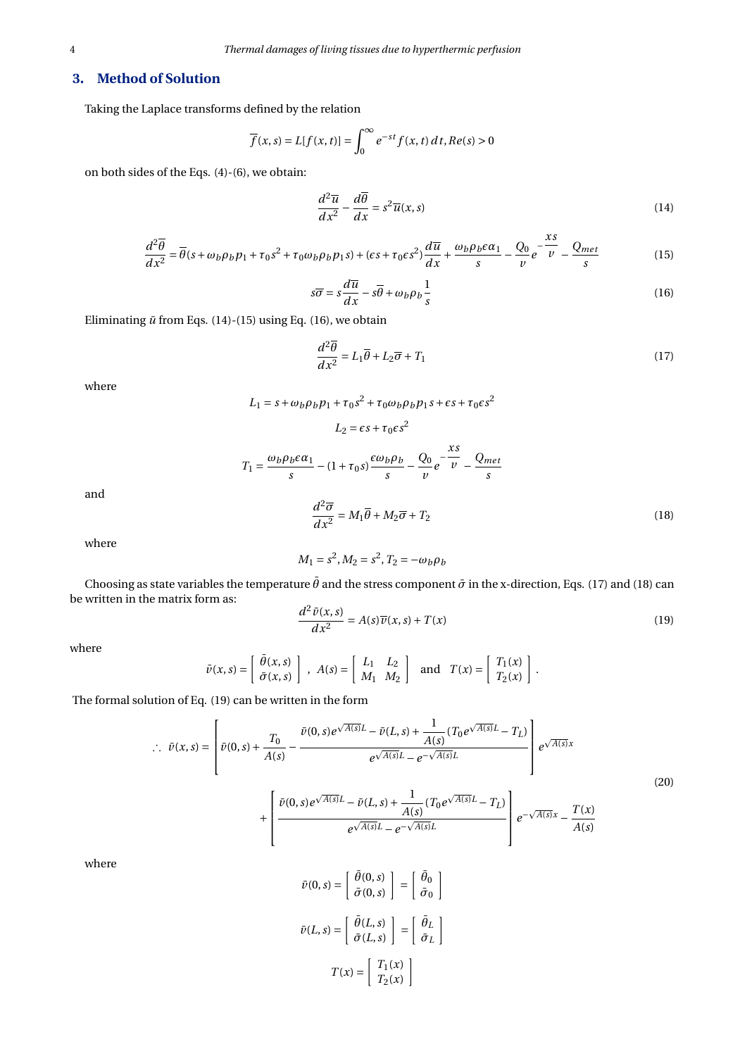## 3. Method of Solution

Taking the Laplace transforms defined by the relation

$$\overline{f}(x,s) = L[f(x,t)] = \int_0^\infty e^{-st} f(x,t)\,dt, Re(s) > 0$$

on both sides of the Eqs. (4)-(6), we obtain:

$$\frac{d^2\overline{u}}{dx^2} - \frac{d\overline{\theta}}{dx} = s^2\overline{u}(x,s) \tag{14}$$

$$\frac{d^2\overline{\theta}}{dx^2} = \overline{\theta}(s + \omega_b\rho_b p_1 + \tau_0 s^2 + \tau_0\omega_b\rho_b p_1 s) + (\epsilon s + \tau_0\epsilon s^2)\frac{d\overline{u}}{dx} + \frac{\omega_b\rho_b\epsilon\alpha_1}{s} - \frac{Q_0}{v}e^{-\frac{xs}{v}} - \frac{Q_{met}}{s} \tag{15}$$

$$s\overline{\sigma} = s\frac{d\overline{u}}{dx} - s\overline{\theta} + \omega_b\rho_b\frac{1}{s} \tag{16}$$

Eliminating $\bar{u}$ from Eqs. (14)-(15) using Eq. (16), we obtain

$$\frac{d^2\overline{\theta}}{dx^2} = L_1\overline{\theta} + L_2\overline{\sigma} + T_1 \tag{17}$$

where

$$L_1 = s + \omega_b\rho_b p_1 + \tau_0 s^2 + \tau_0\omega_b\rho_b p_1 s + \epsilon s + \tau_0\epsilon s^2$$

$$L_2 = \epsilon s + \tau_0\epsilon s^2$$

$$T_1 = \frac{\omega_b\rho_b\epsilon\alpha_1}{s} - (1+\tau_0 s)\frac{\epsilon\omega_b\rho_b}{s} - \frac{Q_0}{v}e^{-\frac{xs}{v}} - \frac{Q_{met}}{s}$$

and

$$\frac{d^2\overline{\sigma}}{dx^2} = M_1\overline{\theta} + M_2\overline{\sigma} + T_2 \tag{18}$$

where

$$M_1 = s^2, M_2 = s^2, T_2 = -\omega_b\rho_b$$

Choosing as state variables the temperature $\bar{\theta}$ and the stress component $\bar{\sigma}$ in the x-direction, Eqs. (17) and (18) can be written in the matrix form as:

$$\frac{d^2\bar{v}(x,s)}{dx^2} = A(s)\overline{v}(x,s) + T(x) \tag{19}$$

where

$$\bar{v}(x,s) = \begin{bmatrix} \bar{\theta}(x,s) \\ \bar{\sigma}(x,s) \end{bmatrix}, \quad A(s) = \begin{bmatrix} L_1 & L_2 \\ M_1 & M_2 \end{bmatrix} \quad \text{and} \quad T(x) = \begin{bmatrix} T_1(x) \\ T_2(x) \end{bmatrix}.$$

The formal solution of Eq. (19) can be written in the form

$$\therefore\ \bar{v}(x,s) = \left[\bar{v}(0,s) + \frac{T_0}{A(s)} - \frac{\bar{v}(0,s)e^{\sqrt{A(s)}L} - \bar{v}(L,s) + \dfrac{1}{A(s)}(T_0 e^{\sqrt{A(s)}L} - T_L)}{e^{\sqrt{A(s)}L} - e^{-\sqrt{A(s)}L}}\right]e^{\sqrt{A(s)}x}$$
$$+ \left[\frac{\bar{v}(0,s)e^{\sqrt{A(s)}L} - \bar{v}(L,s) + \dfrac{1}{A(s)}(T_0 e^{\sqrt{A(s)}L} - T_L)}{e^{\sqrt{A(s)}L} - e^{-\sqrt{A(s)}L}}\right]e^{-\sqrt{A(s)}x} - \frac{T(x)}{A(s)} \tag{20}$$

where

$$\bar{v}(0,s) = \begin{bmatrix} \bar{\theta}(0,s) \\ \bar{\sigma}(0,s) \end{bmatrix} = \begin{bmatrix} \bar{\theta}_0 \\ \bar{\sigma}_0 \end{bmatrix}$$

$$\bar{v}(L,s) = \begin{bmatrix} \bar{\theta}(L,s) \\ \bar{\sigma}(L,s) \end{bmatrix} = \begin{bmatrix} \bar{\theta}_L \\ \bar{\sigma}_L \end{bmatrix}$$

$$T(x) = \begin{bmatrix} T_1(x) \\ T_2(x) \end{bmatrix}$$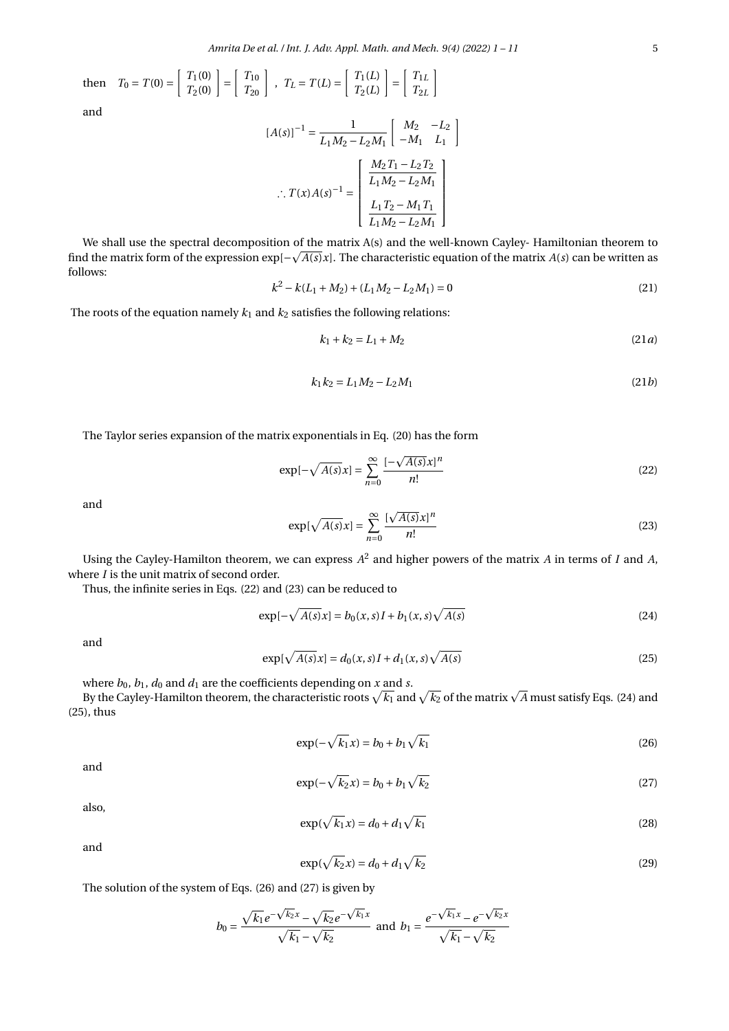then $T_0 = T(0) = \begin{bmatrix} T_1(0) \\ T_2(0) \end{bmatrix} = \begin{bmatrix} T_{10} \\ T_{20} \end{bmatrix}$ , $T_L = T(L) = \begin{bmatrix} T_1(L) \\ T_2(L) \end{bmatrix} = \begin{bmatrix} T_{1L} \\ T_{2L} \end{bmatrix}$

and

$$[A(s)]^{-1} = \frac{1}{L_1 M_2 - L_2 M_1} \begin{bmatrix} M_2 & -L_2 \\ -M_1 & L_1 \end{bmatrix}$$

$$\therefore T(x) A(s)^{-1} = \begin{bmatrix} \dfrac{M_2 T_1 - L_2 T_2}{L_1 M_2 - L_2 M_1} \\[2ex] \dfrac{L_1 T_2 - M_1 T_1}{L_1 M_2 - L_2 M_1} \end{bmatrix}$$

We shall use the spectral decomposition of the matrix A(s) and the well-known Cayley- Hamiltonian theorem to find the matrix form of the expression $\exp[-\sqrt{A(s)}x]$. The characteristic equation of the matrix $A(s)$ can be written as follows:

$$k^2 - k(L_1 + M_2) + (L_1 M_2 - L_2 M_1) = 0 \tag{21}$$

The roots of the equation namely $k_1$ and $k_2$ satisfies the following relations:

$$k_1 + k_2 = L_1 + M_2 \tag{21a}$$

$$k_1 k_2 = L_1 M_2 - L_2 M_1 \tag{21b}$$

The Taylor series expansion of the matrix exponentials in Eq. (20) has the form

$$\exp[-\sqrt{A(s)}x] = \sum_{n=0}^{\infty} \frac{[-\sqrt{A(s)}x]^n}{n!} \tag{22}$$

and

$$\exp[\sqrt{A(s)}x] = \sum_{n=0}^{\infty} \frac{[\sqrt{A(s)}x]^n}{n!} \tag{23}$$

Using the Cayley-Hamilton theorem, we can express $A^2$ and higher powers of the matrix $A$ in terms of $I$ and $A$, where $I$ is the unit matrix of second order.

Thus, the infinite series in Eqs. (22) and (23) can be reduced to

$$\exp[-\sqrt{A(s)}x] = b_0(x,s)I + b_1(x,s)\sqrt{A(s)} \tag{24}$$

and

$$\exp[\sqrt{A(s)}x] = d_0(x,s)I + d_1(x,s)\sqrt{A(s)} \tag{25}$$

where $b_0$, $b_1$, $d_0$ and $d_1$ are the coefficients depending on $x$ and $s$.

By the Cayley-Hamilton theorem, the characteristic roots $\sqrt{k_1}$ and $\sqrt{k_2}$ of the matrix $\sqrt{A}$ must satisfy Eqs. (24) and (25), thus

$$\exp(-\sqrt{k_1}x) = b_0 + b_1\sqrt{k_1} \tag{26}$$

and

$$\exp(-\sqrt{k_2}x) = b_0 + b_1\sqrt{k_2} \tag{27}$$

also,

$$\exp(\sqrt{k_1}x) = d_0 + d_1\sqrt{k_1} \tag{28}$$

and

$$\exp(\sqrt{k_2}x) = d_0 + d_1\sqrt{k_2} \tag{29}$$

The solution of the system of Eqs. (26) and (27) is given by

$$b_0 = \frac{\sqrt{k_1}e^{-\sqrt{k_2}x} - \sqrt{k_2}e^{-\sqrt{k_1}x}}{\sqrt{k_1} - \sqrt{k_2}} \text{ and } b_1 = \frac{e^{-\sqrt{k_1}x} - e^{-\sqrt{k_2}x}}{\sqrt{k_1} - \sqrt{k_2}}$$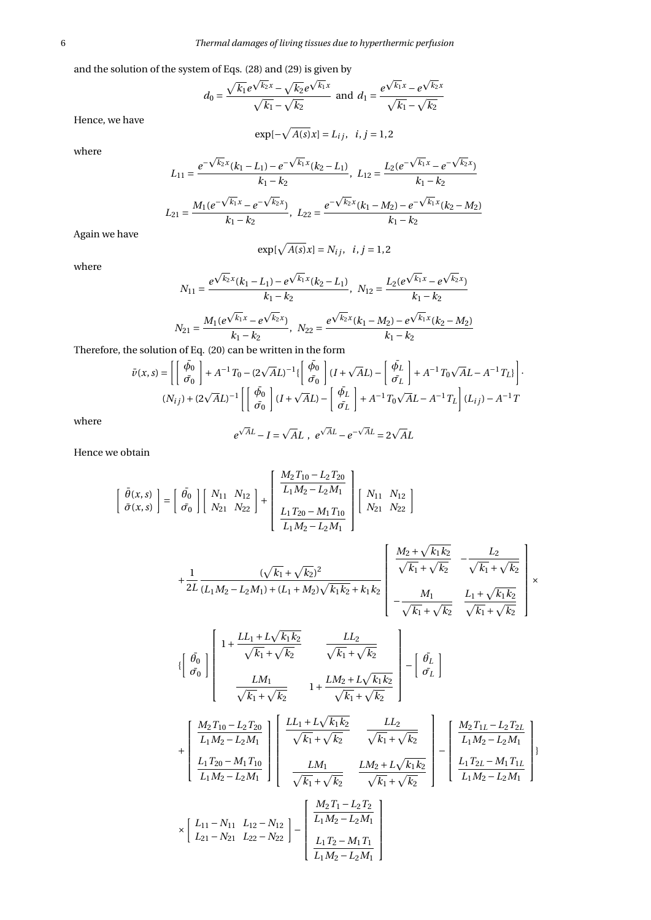and the solution of the system of Eqs. (28) and (29) is given by

$$d_0 = \frac{\sqrt{k_1}e^{\sqrt{k_2}x} - \sqrt{k_2}e^{\sqrt{k_1}x}}{\sqrt{k_1}-\sqrt{k_2}} \;\text{ and }\; d_1 = \frac{e^{\sqrt{k_1}x} - e^{\sqrt{k_2}x}}{\sqrt{k_1}-\sqrt{k_2}}$$

Hence, we have

$$\exp[-\sqrt{A(s)}x] = L_{ij}, \quad i,j = 1,2$$

where

$$L_{11} = \frac{e^{-\sqrt{k_2}x}(k_1 - L_1) - e^{-\sqrt{k_1}x}(k_2 - L_1)}{k_1 - k_2},\; L_{12} = \frac{L_2(e^{-\sqrt{k_1}x} - e^{-\sqrt{k_2}x})}{k_1 - k_2}$$

$$L_{21} = \frac{M_1(e^{-\sqrt{k_1}x} - e^{-\sqrt{k_2}x})}{k_1 - k_2},\; L_{22} = \frac{e^{-\sqrt{k_2}x}(k_1 - M_2) - e^{-\sqrt{k_1}x}(k_2 - M_2)}{k_1 - k_2}$$

Again we have

$$\exp[\sqrt{A(s)}x] = N_{ij}, \quad i,j = 1,2$$

where

$$N_{11} = \frac{e^{\sqrt{k_2}x}(k_1 - L_1) - e^{\sqrt{k_1}x}(k_2 - L_1)}{k_1 - k_2},\; N_{12} = \frac{L_2(e^{\sqrt{k_1}x} - e^{\sqrt{k_2}x})}{k_1 - k_2}$$

$$N_{21} = \frac{M_1(e^{\sqrt{k_1}x} - e^{\sqrt{k_2}x})}{k_1 - k_2},\; N_{22} = \frac{e^{\sqrt{k_2}x}(k_1 - M_2) - e^{\sqrt{k_1}x}(k_2 - M_2)}{k_1 - k_2}$$

Therefore, the solution of Eq. (20) can be written in the form

$$\bar{v}(x,s) = \left[\left[\begin{array}{c}\bar{\phi_0}\\ \bar{\sigma_0}\end{array}\right] + A^{-1}T_0 - (2\sqrt{A}L)^{-1}\{\left[\begin{array}{c}\bar{\phi_0}\\ \bar{\sigma_0}\end{array}\right](I+\sqrt{A}L) - \left[\begin{array}{c}\bar{\phi_L}\\ \bar{\sigma_L}\end{array}\right] + A^{-1}T_0\sqrt{A}L - A^{-1}T_L\}\right]\cdot$$
$$(N_{ij}) + (2\sqrt{A}L)^{-1}\left[\left[\begin{array}{c}\bar{\phi_0}\\ \bar{\sigma_0}\end{array}\right](I+\sqrt{A}L) - \left[\begin{array}{c}\bar{\phi_L}\\ \bar{\sigma_L}\end{array}\right] + A^{-1}T_0\sqrt{A}L - A^{-1}T_L\right](L_{ij}) - A^{-1}T$$

where

$$e^{\sqrt{A}L} - I = \sqrt{A}L\;,\; e^{\sqrt{A}L} - e^{-\sqrt{A}L} = 2\sqrt{A}L$$

Hence we obtain

$$\left[\begin{array}{c}\bar{\theta}(x,s)\\ \bar{\sigma}(x,s)\end{array}\right] = \left[\begin{array}{c}\bar{\theta_0}\\ \bar{\sigma_0}\end{array}\right]\left[\begin{array}{cc}N_{11} & N_{12}\\ N_{21} & N_{22}\end{array}\right] + \left[\begin{array}{c}\dfrac{M_2T_{10}-L_2T_{20}}{L_1M_2-L_2M_1}\\[2ex] \dfrac{L_1T_{20}-M_1T_{10}}{L_1M_2-L_2M_1}\end{array}\right]\left[\begin{array}{cc}N_{11} & N_{12}\\ N_{21} & N_{22}\end{array}\right]$$

$$+\frac{1}{2L}\frac{(\sqrt{k_1}+\sqrt{k_2})^2}{(L_1M_2-L_2M_1)+(L_1+M_2)\sqrt{k_1k_2}+k_1k_2}\left[\begin{array}{cc}\dfrac{M_2+\sqrt{k_1k_2}}{\sqrt{k_1}+\sqrt{k_2}} & -\dfrac{L_2}{\sqrt{k_1}+\sqrt{k_2}}\\[2ex] -\dfrac{M_1}{\sqrt{k_1}+\sqrt{k_2}} & \dfrac{L_1+\sqrt{k_1k_2}}{\sqrt{k_1}+\sqrt{k_2}}\end{array}\right]\times$$

$$\{\left[\begin{array}{c}\bar{\theta_0}\\ \bar{\sigma_0}\end{array}\right]\left[\begin{array}{cc}1+\dfrac{LL_1+L\sqrt{k_1k_2}}{\sqrt{k_1}+\sqrt{k_2}} & \dfrac{LL_2}{\sqrt{k_1}+\sqrt{k_2}}\\[2ex] \dfrac{LM_1}{\sqrt{k_1}+\sqrt{k_2}} & 1+\dfrac{LM_2+L\sqrt{k_1k_2}}{\sqrt{k_1}+\sqrt{k_2}}\end{array}\right] - \left[\begin{array}{c}\bar{\theta_L}\\ \bar{\sigma_L}\end{array}\right]$$

$$+\left[\begin{array}{c}\dfrac{M_2T_{10}-L_2T_{20}}{L_1M_2-L_2M_1}\\[2ex] \dfrac{L_1T_{20}-M_1T_{10}}{L_1M_2-L_2M_1}\end{array}\right]\left[\begin{array}{cc}\dfrac{LL_1+L\sqrt{k_1k_2}}{\sqrt{k_1}+\sqrt{k_2}} & \dfrac{LL_2}{\sqrt{k_1}+\sqrt{k_2}}\\[2ex] \dfrac{LM_1}{\sqrt{k_1}+\sqrt{k_2}} & \dfrac{LM_2+L\sqrt{k_1k_2}}{\sqrt{k_1}+\sqrt{k_2}}\end{array}\right] - \left[\begin{array}{c}\dfrac{M_2T_{1L}-L_2T_{2L}}{L_1M_2-L_2M_1}\\[2ex] \dfrac{L_1T_{2L}-M_1T_{1L}}{L_1M_2-L_2M_1}\end{array}\right]\}$$

$$\times\left[\begin{array}{cc}L_{11}-N_{11} & L_{12}-N_{12}\\ L_{21}-N_{21} & L_{22}-N_{22}\end{array}\right] - \left[\begin{array}{c}\dfrac{M_2T_1-L_2T_2}{L_1M_2-L_2M_1}\\[2ex] \dfrac{L_1T_2-M_1T_1}{L_1M_2-L_2M_1}\end{array}\right]$$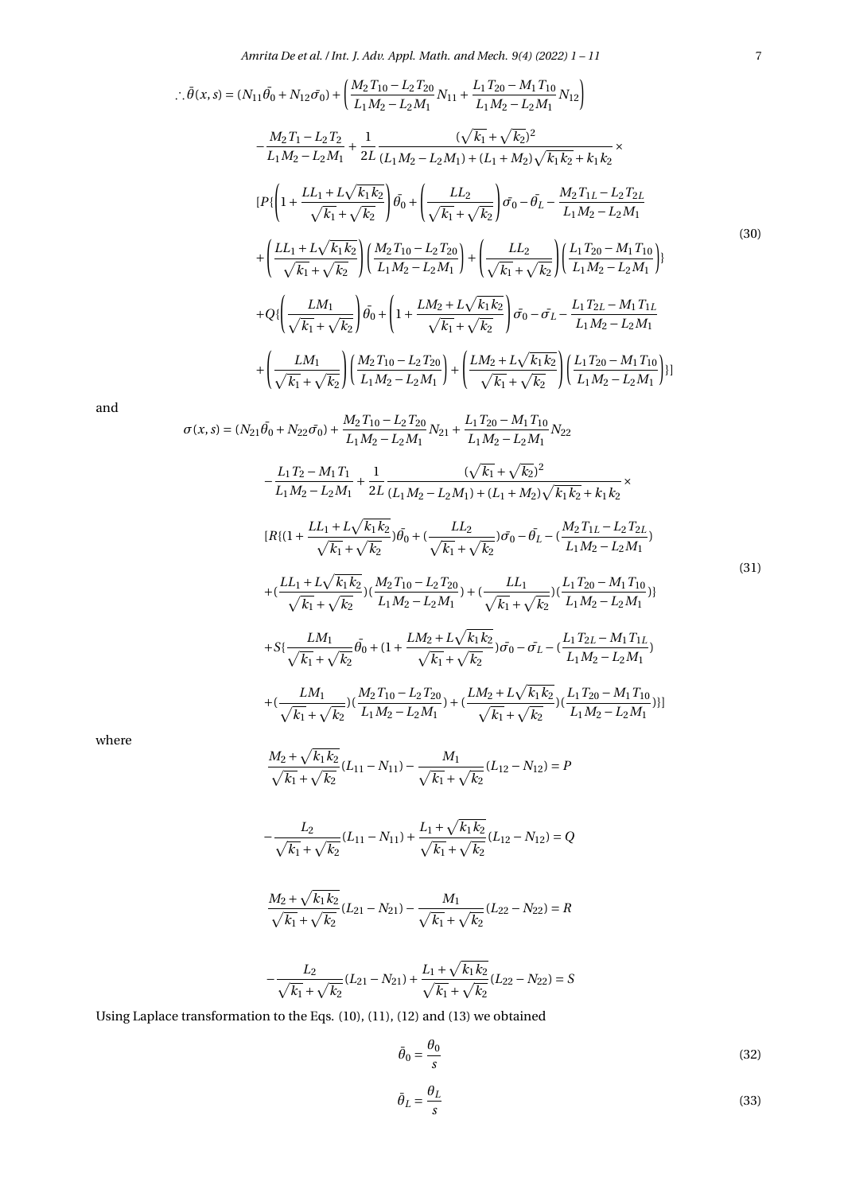$$
\begin{aligned}
\therefore \bar{\theta}(x,s) = {} & (N_{11}\bar{\theta_0} + N_{12}\bar{\sigma_0}) + \left(\frac{M_2T_{10} - L_2T_{20}}{L_1M_2 - L_2M_1}N_{11} + \frac{L_1T_{20} - M_1T_{10}}{L_1M_2 - L_2M_1}N_{12}\right) \\
& - \frac{M_2T_1 - L_2T_2}{L_1M_2 - L_2M_1} + \frac{1}{2L}\frac{(\sqrt{k_1}+\sqrt{k_2})^2}{(L_1M_2 - L_2M_1) + (L_1+M_2)\sqrt{k_1k_2} + k_1k_2} \times \\
& [P\{\left(1 + \frac{LL_1 + L\sqrt{k_1k_2}}{\sqrt{k_1}+\sqrt{k_2}}\right)\bar{\theta_0} + \left(\frac{LL_2}{\sqrt{k_1}+\sqrt{k_2}}\right)\bar{\sigma_0} - \bar{\theta_L} - \frac{M_2T_{1L} - L_2T_{2L}}{L_1M_2 - L_2M_1} \\
& + \left(\frac{LL_1 + L\sqrt{k_1k_2}}{\sqrt{k_1}+\sqrt{k_2}}\right)\left(\frac{M_2T_{10} - L_2T_{20}}{L_1M_2 - L_2M_1}\right) + \left(\frac{LL_2}{\sqrt{k_1}+\sqrt{k_2}}\right)\left(\frac{L_1T_{20} - M_1T_{10}}{L_1M_2 - L_2M_1}\right)\} \\
& + Q\{\left(\frac{LM_1}{\sqrt{k_1}+\sqrt{k_2}}\right)\bar{\theta_0} + \left(1 + \frac{LM_2 + L\sqrt{k_1k_2}}{\sqrt{k_1}+\sqrt{k_2}}\right)\bar{\sigma_0} - \bar{\sigma_L} - \frac{L_1T_{2L} - M_1T_{1L}}{L_1M_2 - L_2M_1} \\
& + \left(\frac{LM_1}{\sqrt{k_1}+\sqrt{k_2}}\right)\left(\frac{M_2T_{10} - L_2T_{20}}{L_1M_2 - L_2M_1}\right) + \left(\frac{LM_2 + L\sqrt{k_1k_2}}{\sqrt{k_1}+\sqrt{k_2}}\right)\left(\frac{L_1T_{20} - M_1T_{10}}{L_1M_2 - L_2M_1}\right)\}]
\end{aligned}
\tag{30}
$$

and

$$
\begin{aligned}
\sigma(x,s) = {} & (N_{21}\bar{\theta_0} + N_{22}\bar{\sigma_0}) + \frac{M_2T_{10} - L_2T_{20}}{L_1M_2 - L_2M_1}N_{21} + \frac{L_1T_{20} - M_1T_{10}}{L_1M_2 - L_2M_1}N_{22} \\
& - \frac{L_1T_2 - M_1T_1}{L_1M_2 - L_2M_1} + \frac{1}{2L}\frac{(\sqrt{k_1}+\sqrt{k_2})^2}{(L_1M_2 - L_2M_1) + (L_1+M_2)\sqrt{k_1k_2} + k_1k_2} \times \\
& [R\{(1 + \frac{LL_1 + L\sqrt{k_1k_2}}{\sqrt{k_1}+\sqrt{k_2}})\bar{\theta_0} + (\frac{LL_2}{\sqrt{k_1}+\sqrt{k_2}})\bar{\sigma_0} - \bar{\theta_L} - (\frac{M_2T_{1L} - L_2T_{2L}}{L_1M_2 - L_2M_1}) \\
& + (\frac{LL_1 + L\sqrt{k_1k_2}}{\sqrt{k_1}+\sqrt{k_2}})(\frac{M_2T_{10} - L_2T_{20}}{L_1M_2 - L_2M_1}) + (\frac{LL_1}{\sqrt{k_1}+\sqrt{k_2}})(\frac{L_1T_{20} - M_1T_{10}}{L_1M_2 - L_2M_1})\} \\
& + S\{\frac{LM_1}{\sqrt{k_1}+\sqrt{k_2}}\bar{\theta_0} + (1 + \frac{LM_2 + L\sqrt{k_1k_2}}{\sqrt{k_1}+\sqrt{k_2}})\bar{\sigma_0} - \bar{\sigma_L} - (\frac{L_1T_{2L} - M_1T_{1L}}{L_1M_2 - L_2M_1}) \\
& + (\frac{LM_1}{\sqrt{k_1}+\sqrt{k_2}})(\frac{M_2T_{10} - L_2T_{20}}{L_1M_2 - L_2M_1}) + (\frac{LM_2 + L\sqrt{k_1k_2}}{\sqrt{k_1}+\sqrt{k_2}})(\frac{L_1T_{20} - M_1T_{10}}{L_1M_2 - L_2M_1})\}]
\end{aligned}
\tag{31}
$$

where

$$\frac{M_2 + \sqrt{k_1k_2}}{\sqrt{k_1}+\sqrt{k_2}}(L_{11} - N_{11}) - \frac{M_1}{\sqrt{k_1}+\sqrt{k_2}}(L_{12} - N_{12}) = P$$

$$-\frac{L_2}{\sqrt{k_1}+\sqrt{k_2}}(L_{11} - N_{11}) + \frac{L_1 + \sqrt{k_1k_2}}{\sqrt{k_1}+\sqrt{k_2}}(L_{12} - N_{12}) = Q$$

$$\frac{M_2 + \sqrt{k_1k_2}}{\sqrt{k_1}+\sqrt{k_2}}(L_{21} - N_{21}) - \frac{M_1}{\sqrt{k_1}+\sqrt{k_2}}(L_{22} - N_{22}) = R$$

$$-\frac{L_2}{\sqrt{k_1}+\sqrt{k_2}}(L_{21} - N_{21}) + \frac{L_1 + \sqrt{k_1k_2}}{\sqrt{k_1}+\sqrt{k_2}}(L_{22} - N_{22}) = S$$

Using Laplace transformation to the Eqs. (10), (11), (12) and (13) we obtained

$$\bar{\theta}_0 = \frac{\theta_0}{s} \tag{32}$$

$$\bar{\theta}_L = \frac{\theta_L}{s} \tag{33}$$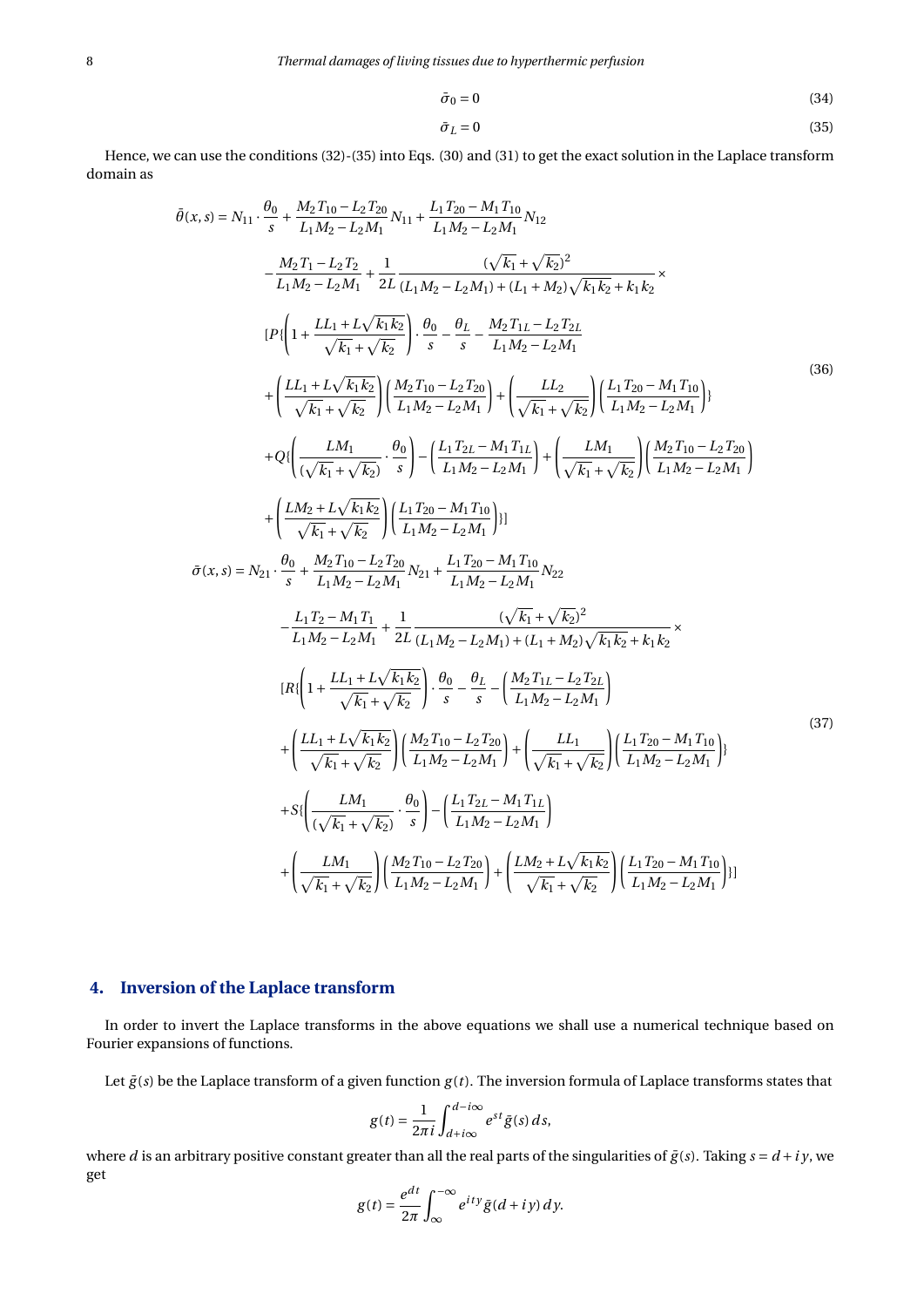$$\bar{\sigma}_0 = 0 \tag{34}$$

$$\bar{\sigma}_L = 0 \tag{35}$$

Hence, we can use the conditions (32)-(35) into Eqs. (30) and (31) to get the exact solution in the Laplace transform domain as

$$
\begin{aligned}
\bar{\theta}(x,s) = {} & N_{11}\cdot\frac{\theta_0}{s} + \frac{M_2T_{10}-L_2T_{20}}{L_1M_2-L_2M_1}N_{11} + \frac{L_1T_{20}-M_1T_{10}}{L_1M_2-L_2M_1}N_{12} \\
& -\frac{M_2T_1-L_2T_2}{L_1M_2-L_2M_1} + \frac{1}{2L}\frac{(\sqrt{k_1}+\sqrt{k_2})^2}{(L_1M_2-L_2M_1)+(L_1+M_2)\sqrt{k_1k_2}+k_1k_2}\times \\
& [P\{\left(1+\frac{LL_1+L\sqrt{k_1k_2}}{\sqrt{k_1}+\sqrt{k_2}}\right)\cdot\frac{\theta_0}{s} - \frac{\theta_L}{s} - \frac{M_2T_{1L}-L_2T_{2L}}{L_1M_2-L_2M_1} \\
& +\left(\frac{LL_1+L\sqrt{k_1k_2}}{\sqrt{k_1}+\sqrt{k_2}}\right)\left(\frac{M_2T_{10}-L_2T_{20}}{L_1M_2-L_2M_1}\right) + \left(\frac{LL_2}{\sqrt{k_1}+\sqrt{k_2}}\right)\left(\frac{L_1T_{20}-M_1T_{10}}{L_1M_2-L_2M_1}\right)\} \\
& +Q\{\left(\frac{LM_1}{(\sqrt{k_1}+\sqrt{k_2})}\cdot\frac{\theta_0}{s}\right) - \left(\frac{L_1T_{2L}-M_1T_{1L}}{L_1M_2-L_2M_1}\right) + \left(\frac{LM_1}{\sqrt{k_1}+\sqrt{k_2}}\right)\left(\frac{M_2T_{10}-L_2T_{20}}{L_1M_2-L_2M_1}\right) \\
& +\left(\frac{LM_2+L\sqrt{k_1k_2}}{\sqrt{k_1}+\sqrt{k_2}}\right)\left(\frac{L_1T_{20}-M_1T_{10}}{L_1M_2-L_2M_1}\right)\}]
\end{aligned}
\tag{36}
$$

$$
\begin{aligned}
\bar{\sigma}(x,s) = {} & N_{21}\cdot\frac{\theta_0}{s} + \frac{M_2T_{10}-L_2T_{20}}{L_1M_2-L_2M_1}N_{21} + \frac{L_1T_{20}-M_1T_{10}}{L_1M_2-L_2M_1}N_{22} \\
& -\frac{L_1T_2-M_1T_1}{L_1M_2-L_2M_1} + \frac{1}{2L}\frac{(\sqrt{k_1}+\sqrt{k_2})^2}{(L_1M_2-L_2M_1)+(L_1+M_2)\sqrt{k_1k_2}+k_1k_2}\times \\
& [R\{\left(1+\frac{LL_1+L\sqrt{k_1k_2}}{\sqrt{k_1}+\sqrt{k_2}}\right)\cdot\frac{\theta_0}{s} - \frac{\theta_L}{s} - \left(\frac{M_2T_{1L}-L_2T_{2L}}{L_1M_2-L_2M_1}\right) \\
& +\left(\frac{LL_1+L\sqrt{k_1k_2}}{\sqrt{k_1}+\sqrt{k_2}}\right)\left(\frac{M_2T_{10}-L_2T_{20}}{L_1M_2-L_2M_1}\right) + \left(\frac{LL_1}{\sqrt{k_1}+\sqrt{k_2}}\right)\left(\frac{L_1T_{20}-M_1T_{10}}{L_1M_2-L_2M_1}\right)\} \\
& +S\{\left(\frac{LM_1}{(\sqrt{k_1}+\sqrt{k_2})}\cdot\frac{\theta_0}{s}\right) - \left(\frac{L_1T_{2L}-M_1T_{1L}}{L_1M_2-L_2M_1}\right) \\
& +\left(\frac{LM_1}{\sqrt{k_1}+\sqrt{k_2}}\right)\left(\frac{M_2T_{10}-L_2T_{20}}{L_1M_2-L_2M_1}\right) + \left(\frac{LM_2+L\sqrt{k_1k_2}}{\sqrt{k_1}+\sqrt{k_2}}\right)\left(\frac{L_1T_{20}-M_1T_{10}}{L_1M_2-L_2M_1}\right)\}]
\end{aligned}
\tag{37}
$$

## 4. Inversion of the Laplace transform

In order to invert the Laplace transforms in the above equations we shall use a numerical technique based on Fourier expansions of functions.

Let $\bar{g}(s)$ be the Laplace transform of a given function $g(t)$. The inversion formula of Laplace transforms states that

$$g(t) = \frac{1}{2\pi i}\int_{d+i\infty}^{d-i\infty} e^{st}\bar{g}(s)\,ds,$$

where $d$ is an arbitrary positive constant greater than all the real parts of the singularities of $\bar{g}(s)$. Taking $s = d+iy$, we get

$$g(t) = \frac{e^{dt}}{2\pi}\int_{\infty}^{-\infty} e^{ity}\bar{g}(d+iy)\,dy.$$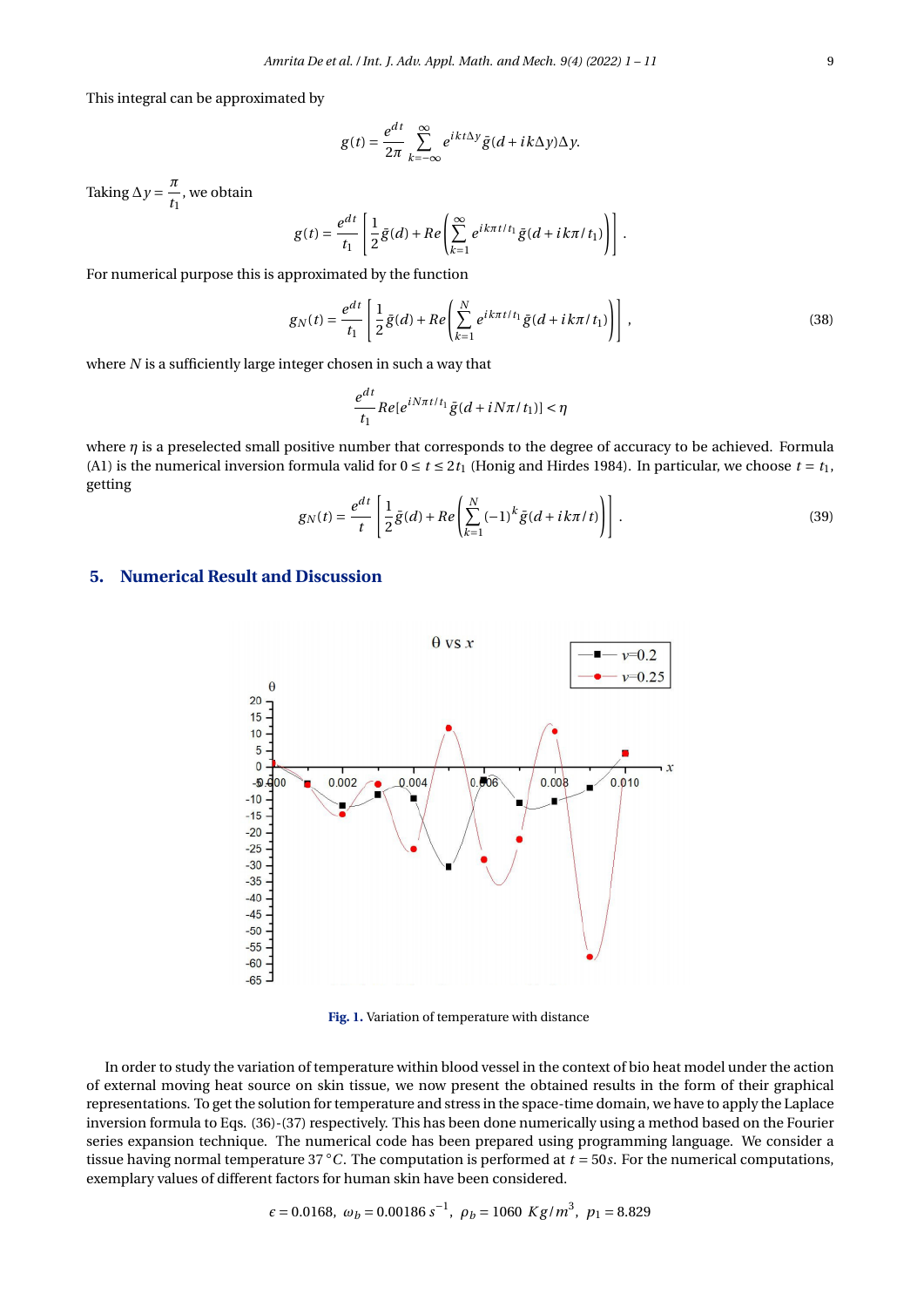This integral can be approximated by

$$g(t) = \frac{e^{dt}}{2\pi} \sum_{k=-\infty}^{\infty} e^{ikt\Delta y} \bar{g}(d + ik\Delta y)\Delta y.$$

Taking $\Delta y = \frac{\pi}{t_1}$, we obtain

$$g(t) = \frac{e^{dt}}{t_1} \left[ \frac{1}{2}\bar{g}(d) + Re\left( \sum_{k=1}^{\infty} e^{ik\pi t/t_1} \bar{g}(d + ik\pi/t_1) \right) \right].$$

For numerical purpose this is approximated by the function

$$g_N(t) = \frac{e^{dt}}{t_1} \left[ \frac{1}{2}\bar{g}(d) + Re\left( \sum_{k=1}^{N} e^{ik\pi t/t_1} \bar{g}(d + ik\pi/t_1) \right) \right], \tag{38}$$

where $N$ is a sufficiently large integer chosen in such a way that

$$\frac{e^{dt}}{t_1} Re[e^{iN\pi t/t_1} \bar{g}(d + iN\pi/t_1)] < \eta$$

where $\eta$ is a preselected small positive number that corresponds to the degree of accuracy to be achieved. Formula (A1) is the numerical inversion formula valid for $0 \le t \le 2t_1$ (Honig and Hirdes 1984). In particular, we choose $t = t_1$, getting

$$g_N(t) = \frac{e^{dt}}{t} \left[ \frac{1}{2}\bar{g}(d) + Re\left( \sum_{k=1}^{N} (-1)^k \bar{g}(d + ik\pi/t) \right) \right]. \tag{39}$$

## 5. Numerical Result and Discussion

**Fig. 1.** Variation of temperature with distance

In order to study the variation of temperature within blood vessel in the context of bio heat model under the action of external moving heat source on skin tissue, we now present the obtained results in the form of their graphical representations. To get the solution for temperature and stress in the space-time domain, we have to apply the Laplace inversion formula to Eqs. (36)-(37) respectively. This has been done numerically using a method based on the Fourier series expansion technique. The numerical code has been prepared using programming language. We consider a tissue having normal temperature 37 °C. The computation is performed at $t = 50s$. For the numerical computations, exemplary values of different factors for human skin have been considered.

$$\epsilon = 0.0168,\ \omega_b = 0.00186\ s^{-1},\ \rho_b = 1060\ Kg/m^3,\ p_1 = 8.829$$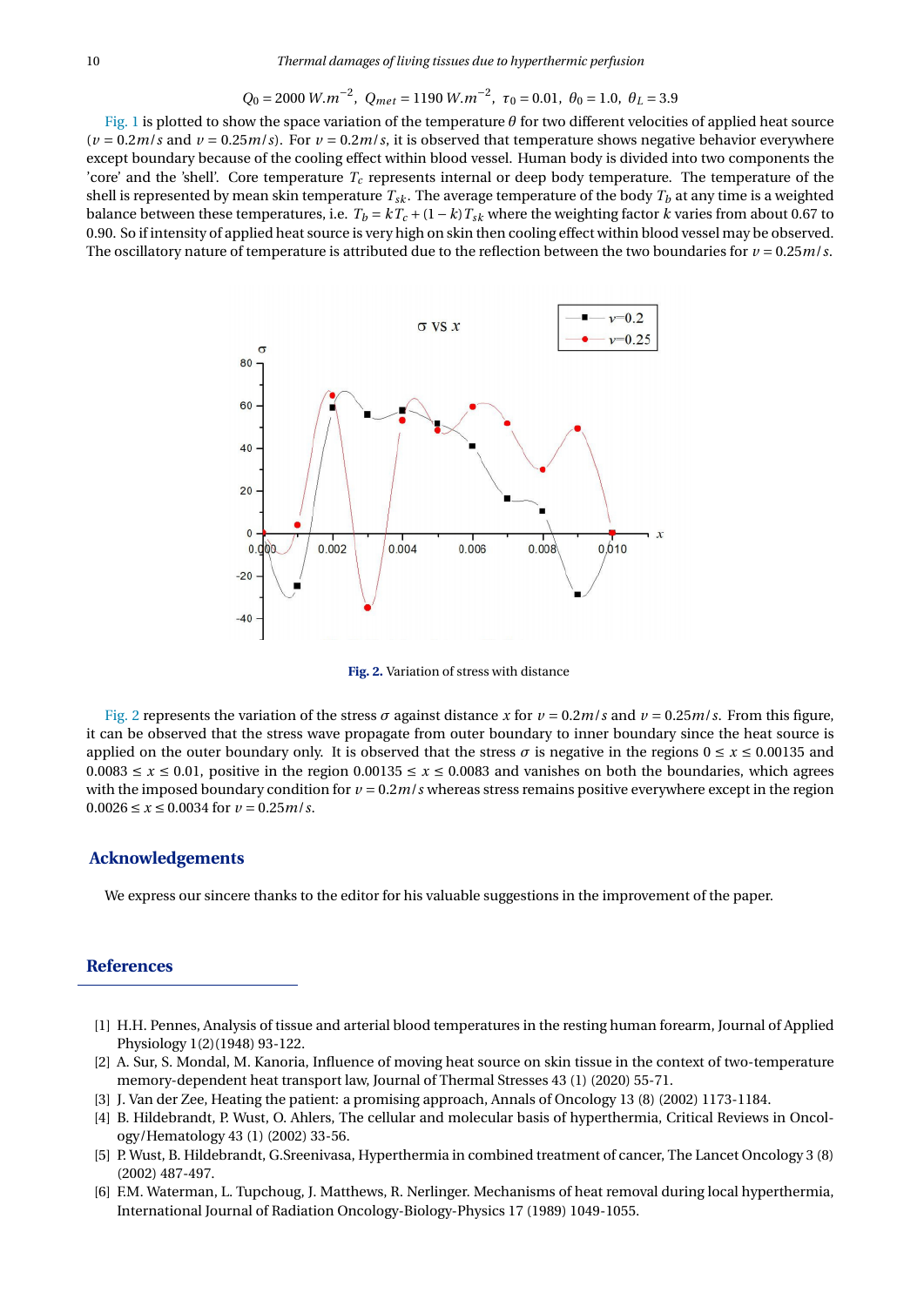$$Q_0 = 2000\ W.m^{-2},\ Q_{met} = 1190\ W.m^{-2},\ \tau_0 = 0.01,\ \theta_0 = 1.0,\ \theta_L = 3.9$$

Fig. 1 is plotted to show the space variation of the temperature $\theta$ for two different velocities of applied heat source ($v = 0.2m/s$ and $v = 0.25m/s$). For $v = 0.2m/s$, it is observed that temperature shows negative behavior everywhere except boundary because of the cooling effect within blood vessel. Human body is divided into two components the 'core' and the 'shell'. Core temperature $T_c$ represents internal or deep body temperature. The temperature of the shell is represented by mean skin temperature $T_{sk}$. The average temperature of the body $T_b$ at any time is a weighted balance between these temperatures, i.e. $T_b = kT_c + (1-k)T_{sk}$ where the weighting factor $k$ varies from about 0.67 to 0.90. So if intensity of applied heat source is very high on skin then cooling effect within blood vessel may be observed. The oscillatory nature of temperature is attributed due to the reflection between the two boundaries for $v = 0.25m/s$.

**Fig. 2.** Variation of stress with distance

Fig. 2 represents the variation of the stress $\sigma$ against distance $x$ for $v = 0.2m/s$ and $v = 0.25m/s$. From this figure, it can be observed that the stress wave propagate from outer boundary to inner boundary since the heat source is applied on the outer boundary only. It is observed that the stress $\sigma$ is negative in the regions $0 \le x \le 0.00135$ and $0.0083 \le x \le 0.01$, positive in the region $0.00135 \le x \le 0.0083$ and vanishes on both the boundaries, which agrees with the imposed boundary condition for $v = 0.2m/s$ whereas stress remains positive everywhere except in the region $0.0026 \le x \le 0.0034$ for $v = 0.25m/s$.

## Acknowledgements

We express our sincere thanks to the editor for his valuable suggestions in the improvement of the paper.

## References

[1] H.H. Pennes, Analysis of tissue and arterial blood temperatures in the resting human forearm, Journal of Applied Physiology 1(2)(1948) 93-122.

[2] A. Sur, S. Mondal, M. Kanoria, Influence of moving heat source on skin tissue in the context of two-temperature memory-dependent heat transport law, Journal of Thermal Stresses 43 (1) (2020) 55-71.

[3] J. Van der Zee, Heating the patient: a promising approach, Annals of Oncology 13 (8) (2002) 1173-1184.

[4] B. Hildebrandt, P. Wust, O. Ahlers, The cellular and molecular basis of hyperthermia, Critical Reviews in Oncology/Hematology 43 (1) (2002) 33-56.

[5] P. Wust, B. Hildebrandt, G.Sreenivasa, Hyperthermia in combined treatment of cancer, The Lancet Oncology 3 (8) (2002) 487-497.

[6] F.M. Waterman, L. Tupchoug, J. Matthews, R. Nerlinger. Mechanisms of heat removal during local hyperthermia, International Journal of Radiation Oncology-Biology-Physics 17 (1989) 1049-1055.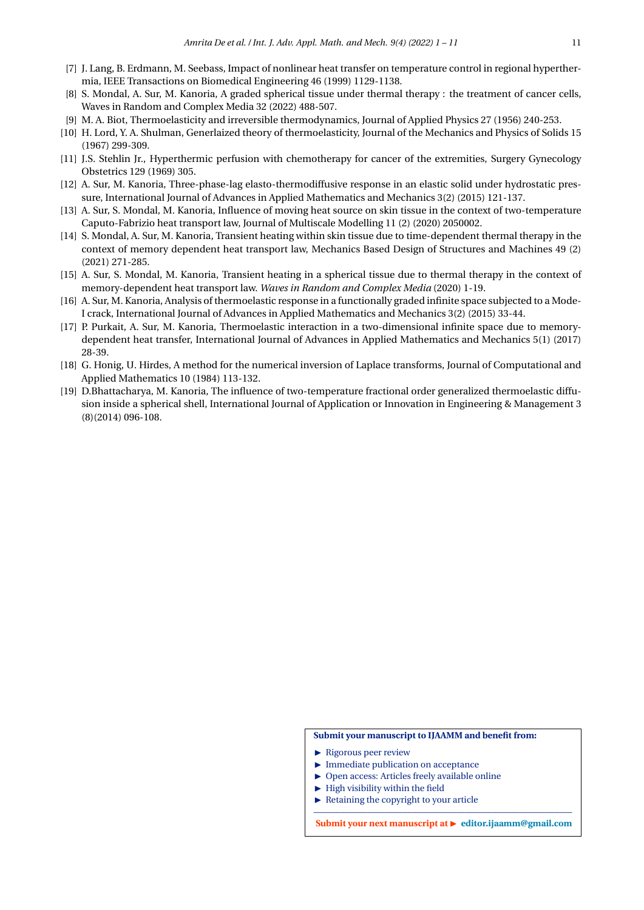[7] J. Lang, B. Erdmann, M. Seebass, Impact of nonlinear heat transfer on temperature control in regional hyperthermia, IEEE Transactions on Biomedical Engineering 46 (1999) 1129-1138.

[8] S. Mondal, A. Sur, M. Kanoria, A graded spherical tissue under thermal therapy : the treatment of cancer cells, Waves in Random and Complex Media 32 (2022) 488-507.

[9] M. A. Biot, Thermoelasticity and irreversible thermodynamics, Journal of Applied Physics 27 (1956) 240-253.

[10] H. Lord, Y. A. Shulman, Generlaized theory of thermoelasticity, Journal of the Mechanics and Physics of Solids 15 (1967) 299-309.

[11] J.S. Stehlin Jr., Hyperthermic perfusion with chemotherapy for cancer of the extremities, Surgery Gynecology Obstetrics 129 (1969) 305.

[12] A. Sur, M. Kanoria, Three-phase-lag elasto-thermodiffusive response in an elastic solid under hydrostatic pressure, International Journal of Advances in Applied Mathematics and Mechanics 3(2) (2015) 121-137.

[13] A. Sur, S. Mondal, M. Kanoria, Influence of moving heat source on skin tissue in the context of two-temperature Caputo-Fabrizio heat transport law, Journal of Multiscale Modelling 11 (2) (2020) 2050002.

[14] S. Mondal, A. Sur, M. Kanoria, Transient heating within skin tissue due to time-dependent thermal therapy in the context of memory dependent heat transport law, Mechanics Based Design of Structures and Machines 49 (2) (2021) 271-285.

[15] A. Sur, S. Mondal, M. Kanoria, Transient heating in a spherical tissue due to thermal therapy in the context of memory-dependent heat transport law. *Waves in Random and Complex Media* (2020) 1-19.

[16] A. Sur, M. Kanoria, Analysis of thermoelastic response in a functionally graded infinite space subjected to a Mode-I crack, International Journal of Advances in Applied Mathematics and Mechanics 3(2) (2015) 33-44.

[17] P. Purkait, A. Sur, M. Kanoria, Thermoelastic interaction in a two-dimensional infinite space due to memory-dependent heat transfer, International Journal of Advances in Applied Mathematics and Mechanics 5(1) (2017) 28-39.

[18] G. Honig, U. Hirdes, A method for the numerical inversion of Laplace transforms, Journal of Computational and Applied Mathematics 10 (1984) 113-132.

[19] D.Bhattacharya, M. Kanoria, The influence of two-temperature fractional order generalized thermoelastic diffusion inside a spherical shell, International Journal of Application or Innovation in Engineering & Management 3 (8)(2014) 096-108.

**Submit your manuscript to IJAAMM and benefit from:**

- ► Rigorous peer review
- ► Immediate publication on acceptance
- ► Open access: Articles freely available online
- ► High visibility within the field
- ► Retaining the copyright to your article

**Submit your next manuscript at ► editor.ijaamm@gmail.com**